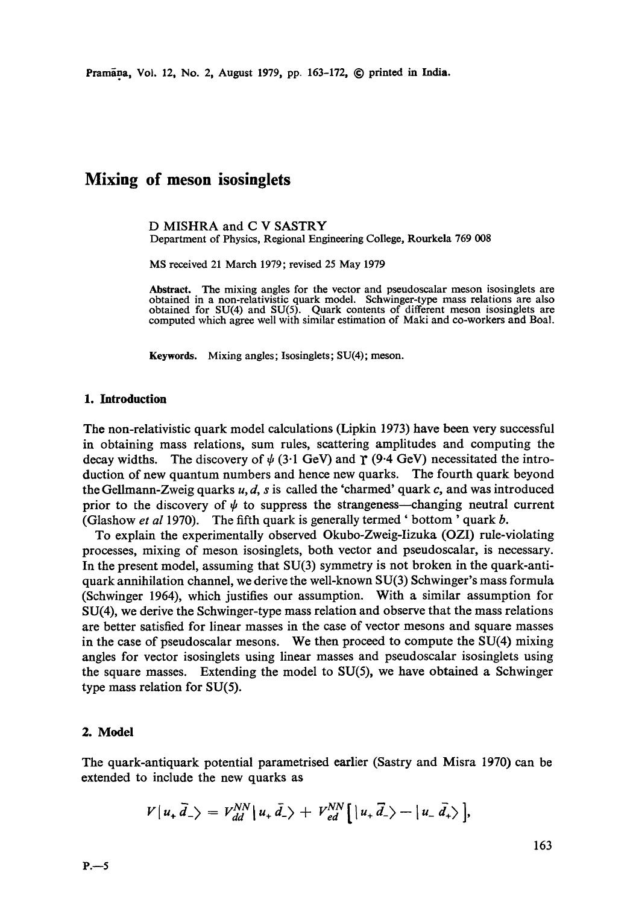# Mixing of meson isosinglets

D MISHRA and C V SASTRY
Department of Physics, Regional Engineering College, Rourkela 769 008

MS received 21 March 1979; revised 25 May 1979

**Abstract.** The mixing angles for the vector and pseudoscalar meson isosinglets are obtained in a non-relativistic quark model. Schwinger-type mass relations are also obtained for SU(4) and SU(5). Quark contents of different meson isosinglets are computed which agree well with similar estimation of Maki and co-workers and Boal.

**Keywords.** Mixing angles; Isosinglets; SU(4); meson.

## 1. Introduction

The non-relativistic quark model calculations (Lipkin 1973) have been very successful in obtaining mass relations, sum rules, scattering amplitudes and computing the decay widths. The discovery of $\psi$ (3·1 GeV) and $\Upsilon$ (9·4 GeV) necessitated the introduction of new quantum numbers and hence new quarks. The fourth quark beyond the Gellmann-Zweig quarks $u, d, s$ is called the 'charmed' quark $c$, and was introduced prior to the discovery of $\psi$ to suppress the strangeness—changing neutral current (Glashow *et al* 1970). The fifth quark is generally termed ' bottom ' quark $b$.

To explain the experimentally observed Okubo-Zweig-Iizuka (OZI) rule-violating processes, mixing of meson isosinglets, both vector and pseudoscalar, is necessary. In the present model, assuming that SU(3) symmetry is not broken in the quark-antiquark annihilation channel, we derive the well-known SU(3) Schwinger's mass formula (Schwinger 1964), which justifies our assumption. With a similar assumption for SU(4), we derive the Schwinger-type mass relation and observe that the mass relations are better satisfied for linear masses in the case of vector mesons and square masses in the case of pseudoscalar mesons. We then proceed to compute the SU(4) mixing angles for vector isosinglets using linear masses and pseudoscalar isosinglets using the square masses. Extending the model to SU(5), we have obtained a Schwinger type mass relation for SU(5).

## 2. Model

The quark-antiquark potential parametrised earlier (Sastry and Misra 1970) can be extended to include the new quarks as

$$V|u_+ \bar{d}_-\rangle = V_{dd}^{NN}|u_+ \bar{d}_-\rangle + V_{ed}^{NN}\left[|u_+ \bar{d}_-\rangle - |u_- \bar{d}_+\rangle\right],$$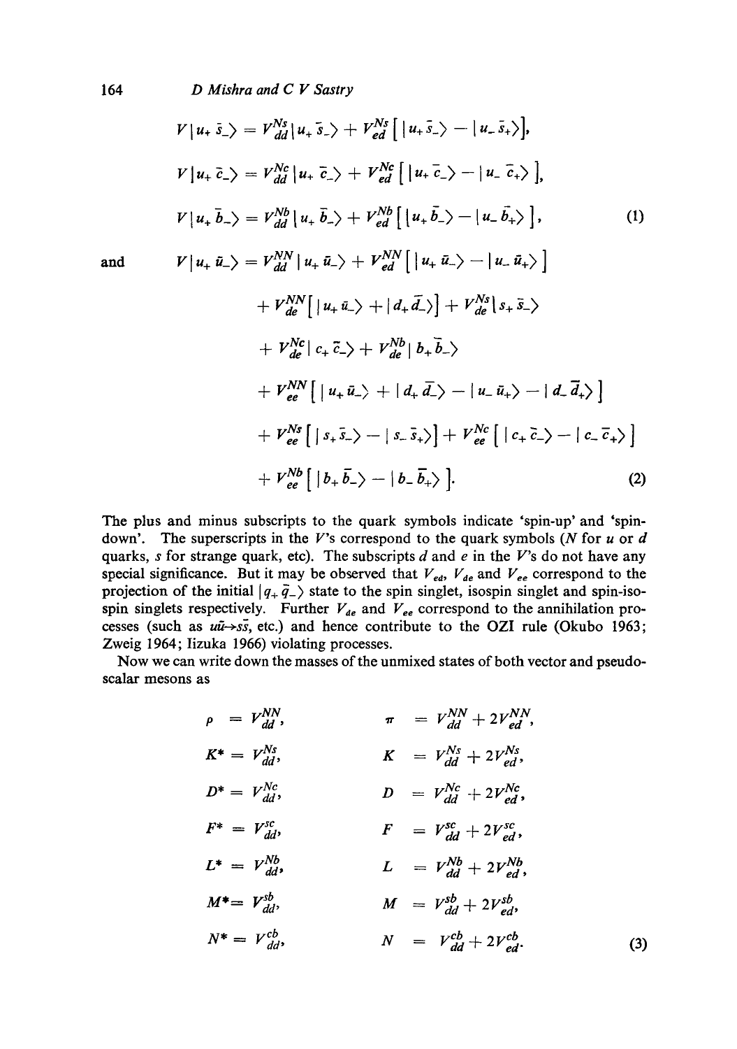$$V|u_+ \bar{s}_-\rangle = V_{dd}^{Ns}|u_+ \bar{s}_-\rangle + V_{ed}^{Ns}\left[|u_+ \bar{s}_-\rangle - |u_- \bar{s}_+\rangle\right],$$

$$V|u_+ \bar{c}_-\rangle = V_{dd}^{Nc}|u_+ \bar{c}_-\rangle + V_{ed}^{Nc}\left[|u_+ \bar{c}_-\rangle - |u_- \bar{c}_+\rangle\right],$$

$$V|u_+ \bar{b}_-\rangle = V_{dd}^{Nb}|u_+ \bar{b}_-\rangle + V_{ed}^{Nb}\left[|u_+ \bar{b}_-\rangle - |u_- \bar{b}_+\rangle\right], \tag{1}$$

and

$$\begin{aligned} V|u_+ \bar{u}_-\rangle = {} & V_{dd}^{NN}|u_+ \bar{u}_-\rangle + V_{ed}^{NN}\left[|u_+ \bar{u}_-\rangle - |u_- \bar{u}_+\rangle\right] \\ & + V_{de}^{NN}\left[|u_+ \bar{u}_-\rangle + |d_+ \bar{d}_-\rangle\right] + V_{de}^{Ns}|s_+ \bar{s}_-\rangle \\ & + V_{de}^{Nc}|c_+ \bar{c}_-\rangle + V_{de}^{Nb}|b_+ \bar{b}_-\rangle \\ & + V_{ee}^{NN}\left[|u_+ \bar{u}_-\rangle + |d_+ \bar{d}_-\rangle - |u_- \bar{u}_+\rangle - |d_- \bar{d}_+\rangle\right] \\ & + V_{ee}^{Ns}\left[|s_+ \bar{s}_-\rangle - |s_- \bar{s}_+\rangle\right] + V_{ee}^{Nc}\left[|c_+ \bar{c}_-\rangle - |c_- \bar{c}_+\rangle\right] \\ & + V_{ee}^{Nb}\left[|b_+ \bar{b}_-\rangle - |b_- \bar{b}_+\rangle\right]. \end{aligned} \tag{2}$$

The plus and minus subscripts to the quark symbols indicate 'spin-up' and 'spin-down'. The superscripts in the $V$'s correspond to the quark symbols ($N$ for $u$ or $d$ quarks, $s$ for strange quark, etc). The subscripts $d$ and $e$ in the $V$'s do not have any special significance. But it may be observed that $V_{ed}$, $V_{de}$ and $V_{ee}$ correspond to the projection of the initial $|q_+ \bar{q}_-\rangle$ state to the spin singlet, isospin singlet and spin-isospin singlets respectively. Further $V_{de}$ and $V_{ee}$ correspond to the annihilation processes (such as $u\bar{u} \to s\bar{s}$, etc.) and hence contribute to the OZI rule (Okubo 1963; Zweig 1964; Iizuka 1966) violating processes.

Now we can write down the masses of the unmixed states of both vector and pseudoscalar mesons as

$$\begin{aligned} \rho &= V_{dd}^{NN}, & \pi &= V_{dd}^{NN} + 2V_{ed}^{NN}, \\ K^* &= V_{dd}^{Ns}, & K &= V_{dd}^{Ns} + 2V_{ed}^{Ns}, \\ D^* &= V_{dd}^{Nc}, & D &= V_{dd}^{Nc} + 2V_{ed}^{Nc}, \\ F^* &= V_{dd}^{sc}, & F &= V_{dd}^{sc} + 2V_{ed}^{sc}, \\ L^* &= V_{dd}^{Nb}, & L &= V_{dd}^{Nb} + 2V_{ed}^{Nb}, \\ M^* &= V_{dd}^{sb}, & M &= V_{dd}^{sb} + 2V_{ed}^{sb}, \\ N^* &= V_{dd}^{cb}, & N &= V_{dd}^{cb} + 2V_{ed}^{cb}. \end{aligned} \tag{3}$$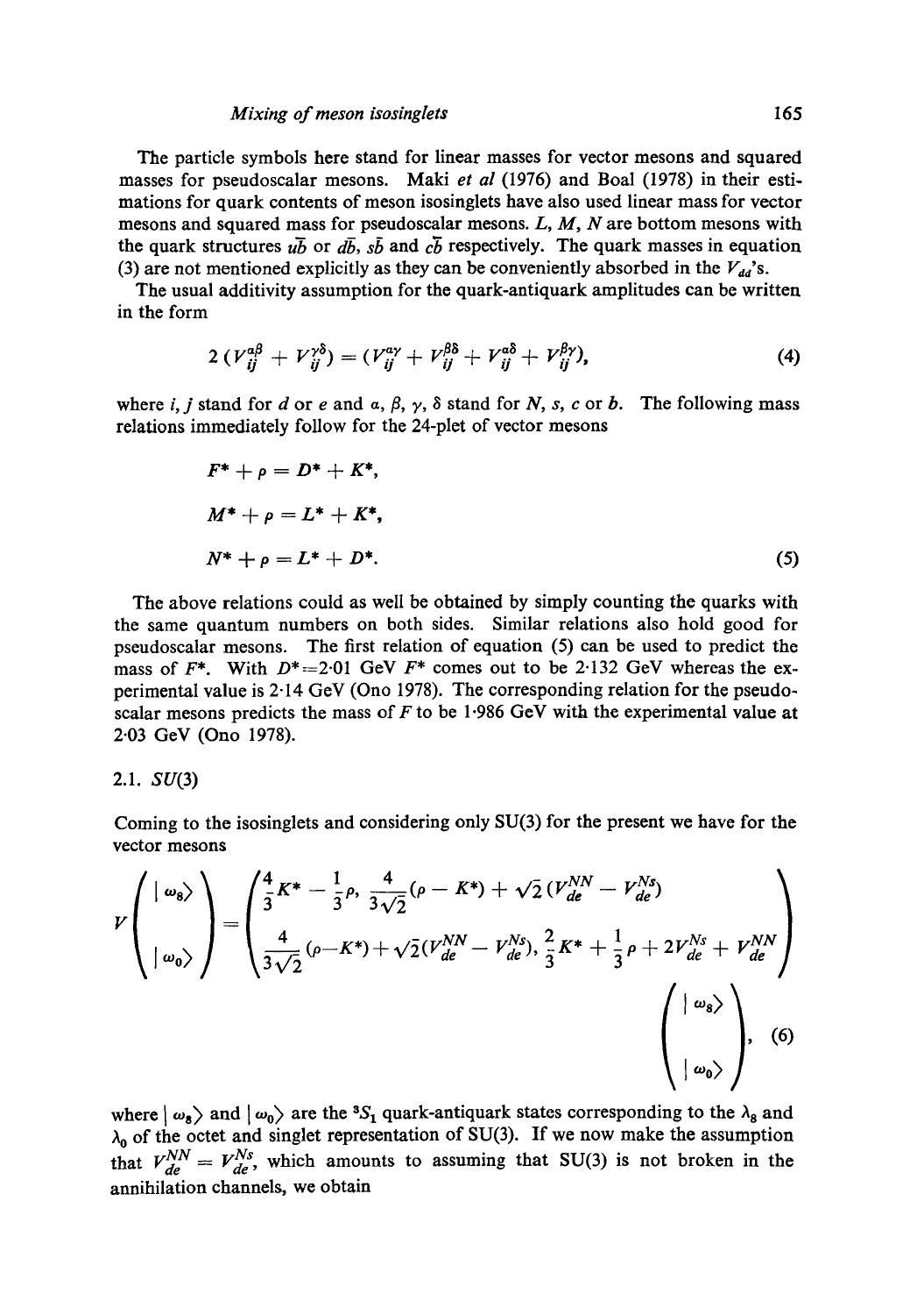The particle symbols here stand for linear masses for vector mesons and squared masses for pseudoscalar mesons. Maki *et al* (1976) and Boal (1978) in their estimations for quark contents of meson isosinglets have also used linear mass for vector mesons and squared mass for pseudoscalar mesons. $L$, $M$, $N$ are bottom mesons with the quark structures $u\bar{b}$ or $d\bar{b}$, $s\bar{b}$ and $c\bar{b}$ respectively. The quark masses in equation (3) are not mentioned explicitly as they can be conveniently absorbed in the $V_{dd}$'s.

The usual additivity assumption for the quark-antiquark amplitudes can be written in the form

$$2\,(V_{ij}^{\alpha\beta} + V_{ij}^{\gamma\delta}) = (V_{ij}^{\alpha\gamma} + V_{ij}^{\beta\delta} + V_{ij}^{\alpha\delta} + V_{ij}^{\beta\gamma}), \tag{4}$$

where $i, j$ stand for $d$ or $e$ and $\alpha$, $\beta$, $\gamma$, $\delta$ stand for $N$, $s$, $c$ or $b$. The following mass relations immediately follow for the 24-plet of vector mesons

$$\begin{aligned} F^* + \rho &= D^* + K^*, \\ M^* + \rho &= L^* + K^*, \\ N^* + \rho &= L^* + D^*. \end{aligned} \tag{5}$$

The above relations could as well be obtained by simply counting the quarks with the same quantum numbers on both sides. Similar relations also hold good for pseudoscalar mesons. The first relation of equation (5) can be used to predict the mass of $F^*$. With $D^* = 2{\cdot}01$ GeV $F^*$ comes out to be $2{\cdot}132$ GeV whereas the experimental value is $2{\cdot}14$ GeV (Ono 1978). The corresponding relation for the pseudoscalar mesons predicts the mass of $F$ to be $1{\cdot}986$ GeV with the experimental value at $2{\cdot}03$ GeV (Ono 1978).

### 2.1. SU(3)

Coming to the isosinglets and considering only SU(3) for the present we have for the vector mesons

$$V\begin{pmatrix} |\,\omega_8\rangle \\ \\ |\,\omega_0\rangle \end{pmatrix} = \begin{pmatrix} \frac{4}{3}K^* - \frac{1}{3}\rho, & \frac{4}{3\sqrt{2}}(\rho - K^*) + \sqrt{2}\,(V_{de}^{NN} - V_{de}^{Ns}) \\ \\ \frac{4}{3\sqrt{2}}(\rho - K^*) + \sqrt{2}(V_{de}^{NN} - V_{de}^{Ns}), & \frac{2}{3}K^* + \frac{1}{3}\rho + 2V_{de}^{Ns} + V_{de}^{NN} \end{pmatrix} \begin{pmatrix} |\,\omega_8\rangle \\ \\ |\,\omega_0\rangle \end{pmatrix}, \tag{6}$$

where $|\,\omega_8\rangle$ and $|\,\omega_0\rangle$ are the ${}^3S_1$ quark-antiquark states corresponding to the $\lambda_8$ and $\lambda_0$ of the octet and singlet representation of SU(3). If we now make the assumption that $V_{de}^{NN} = V_{de}^{Ns}$, which amounts to assuming that SU(3) is not broken in the annihilation channels, we obtain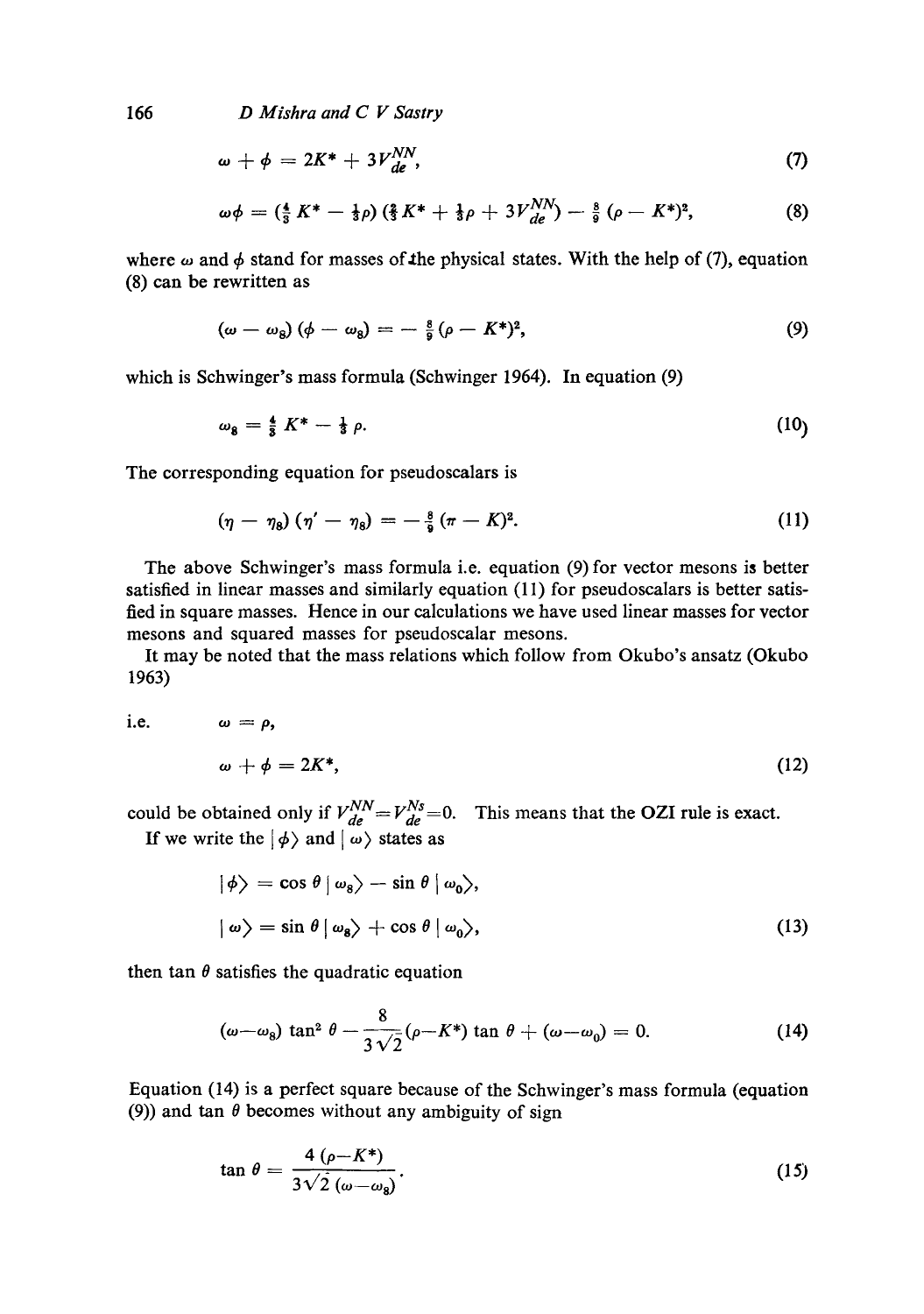$$\omega + \phi = 2K^* + 3V_{de}^{NN}, \tag{7}$$

$$\omega\phi = (\tfrac{4}{3} K^* - \tfrac{1}{3}\rho)(\tfrac{2}{3} K^* + \tfrac{1}{3}\rho + 3V_{de}^{NN}) - \tfrac{8}{9}(\rho - K^*)^2, \tag{8}$$

where $\omega$ and $\phi$ stand for masses of the physical states. With the help of (7), equation (8) can be rewritten as

$$(\omega - \omega_8)(\phi - \omega_8) = -\tfrac{8}{9}(\rho - K^*)^2, \tag{9}$$

which is Schwinger's mass formula (Schwinger 1964). In equation (9)

$$\omega_8 = \tfrac{4}{3} K^* - \tfrac{1}{3}\rho. \tag{10}$$

The corresponding equation for pseudoscalars is

$$(\eta - \eta_8)(\eta' - \eta_8) = -\tfrac{8}{9}(\pi - K)^2. \tag{11}$$

The above Schwinger's mass formula i.e. equation (9) for vector mesons is better satisfied in linear masses and similarly equation (11) for pseudoscalars is better satisfied in square masses. Hence in our calculations we have used linear masses for vector mesons and squared masses for pseudoscalar mesons.

It may be noted that the mass relations which follow from Okubo's ansatz (Okubo 1963)

i.e. $\omega = \rho$,

$$\omega + \phi = 2K^*, \tag{12}$$

could be obtained only if $V_{de}^{NN} = V_{de}^{Ns} = 0$. This means that the OZI rule is exact.

If we write the $|\phi\rangle$ and $|\omega\rangle$ states as

$$|\phi\rangle = \cos\theta\,|\omega_8\rangle - \sin\theta\,|\omega_0\rangle,$$

$$|\omega\rangle = \sin\theta\,|\omega_8\rangle + \cos\theta\,|\omega_0\rangle, \tag{13}$$

then $\tan\theta$ satisfies the quadratic equation

$$(\omega - \omega_8)\tan^2\theta - \frac{8}{3\sqrt{2}}(\rho - K^*)\tan\theta + (\omega - \omega_0) = 0. \tag{14}$$

Equation (14) is a perfect square because of the Schwinger's mass formula (equation (9)) and $\tan\theta$ becomes without any ambiguity of sign

$$\tan\theta = \frac{4(\rho - K^*)}{3\sqrt{2}(\omega - \omega_8)}. \tag{15}$$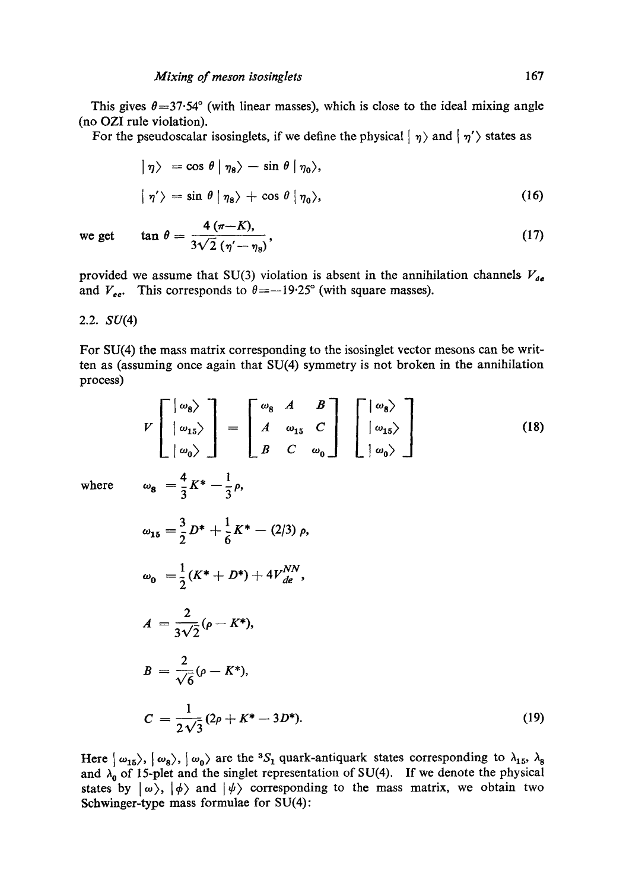This gives $\theta=37{\cdot}54°$ (with linear masses), which is close to the ideal mixing angle (no OZI rule violation).

For the pseudoscalar isosinglets, if we define the physical $|\eta\rangle$ and $|\eta'\rangle$ states as

$$
\begin{aligned}
|\eta\rangle &= \cos\theta\,|\eta_8\rangle - \sin\theta\,|\eta_0\rangle, \\
|\eta'\rangle &= \sin\theta\,|\eta_8\rangle + \cos\theta\,|\eta_0\rangle,
\end{aligned}
\tag{16}
$$

we get
$$
\tan\theta = \frac{4\,(\pi - K),}{3\sqrt{2}\,(\eta' - \eta_8)},
\tag{17}
$$

provided we assume that SU(3) violation is absent in the annihilation channels $V_{de}$ and $V_{ee}$. This corresponds to $\theta=-19{\cdot}25°$ (with square masses).

## 2.2. *SU*(4)

For SU(4) the mass matrix corresponding to the isosinglet vector mesons can be written as (assuming once again that SU(4) symmetry is not broken in the annihilation process)

$$
V\begin{bmatrix} |\omega_8\rangle \\ |\omega_{15}\rangle \\ |\omega_0\rangle \end{bmatrix} = \begin{bmatrix} \omega_8 & A & B \\ A & \omega_{15} & C \\ B & C & \omega_0 \end{bmatrix} \begin{bmatrix} |\omega_8\rangle \\ |\omega_{15}\rangle \\ |\omega_0\rangle \end{bmatrix}
\tag{18}
$$

where
$$
\begin{aligned}
\omega_8 &= \frac{4}{3}K^* - \frac{1}{3}\rho, \\
\omega_{15} &= \frac{3}{2}D^* + \frac{1}{6}K^* - (2/3)\,\rho, \\
\omega_0 &= \frac{1}{2}(K^* + D^*) + 4V_{de}^{NN}, \\
A &= \frac{2}{3\sqrt{2}}(\rho - K^*), \\
B &= \frac{2}{\sqrt{6}}(\rho - K^*), \\
C &= \frac{1}{2\sqrt{3}}(2\rho + K^* - 3D^*).
\end{aligned}
\tag{19}
$$

Here $|\omega_{15}\rangle$, $|\omega_8\rangle$, $|\omega_0\rangle$ are the ${}^3S_1$ quark-antiquark states corresponding to $\lambda_{15}$, $\lambda_8$ and $\lambda_0$ of 15-plet and the singlet representation of SU(4). If we denote the physical states by $|\omega\rangle$, $|\phi\rangle$ and $|\psi\rangle$ corresponding to the mass matrix, we obtain two Schwinger-type mass formulae for SU(4):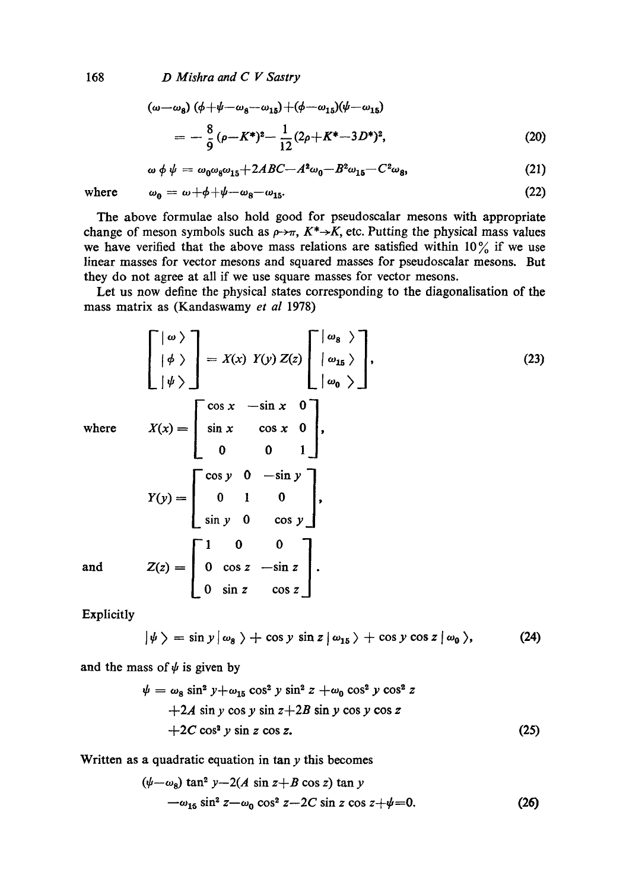$$(\omega-\omega_8)(\phi+\psi-\omega_8-\omega_{15})+(\phi-\omega_{15})(\psi-\omega_{15})$$

$$= -\frac{8}{9}(\rho-K^*)^2-\frac{1}{12}(2\rho+K^*-3D^*)^2, \tag{20}$$

$$\omega\,\phi\,\psi = \omega_0\omega_8\omega_{15}+2ABC-A^2\omega_0-B^2\omega_{15}-C^2\omega_8, \tag{21}$$

where

$$\omega_0 = \omega+\phi+\psi-\omega_8-\omega_{15}. \tag{22}$$

The above formulae also hold good for pseudoscalar mesons with appropriate change of meson symbols such as $\rho\to\pi$, $K^*\to K$, etc. Putting the physical mass values we have verified that the above mass relations are satisfied within 10% if we use linear masses for vector mesons and squared masses for pseudoscalar mesons. But they do not agree at all if we use square masses for vector mesons.

Let us now define the physical states corresponding to the diagonalisation of the mass matrix as (Kandaswamy *et al* 1978)

$$\begin{bmatrix} |\omega\rangle \\ |\phi\rangle \\ |\psi\rangle \end{bmatrix} = X(x)\,Y(y)\,Z(z)\begin{bmatrix} |\omega_8\rangle \\ |\omega_{15}\rangle \\ |\omega_0\rangle \end{bmatrix}, \tag{23}$$

where

$$X(x) = \begin{bmatrix} \cos x & -\sin x & 0 \\ \sin x & \cos x & 0 \\ 0 & 0 & 1 \end{bmatrix},$$

$$Y(y) = \begin{bmatrix} \cos y & 0 & -\sin y \\ 0 & 1 & 0 \\ \sin y & 0 & \cos y \end{bmatrix},$$

and

$$Z(z) = \begin{bmatrix} 1 & 0 & 0 \\ 0 & \cos z & -\sin z \\ 0 & \sin z & \cos z \end{bmatrix}.$$

Explicitly

$$|\psi\rangle = \sin y\,|\omega_8\rangle + \cos y\,\sin z\,|\omega_{15}\rangle + \cos y\,\cos z\,|\omega_0\rangle, \tag{24}$$

and the mass of $\psi$ is given by

$$\begin{aligned}\psi = {} & \omega_8\sin^2 y+\omega_{15}\cos^2 y\,\sin^2 z+\omega_0\cos^2 y\,\cos^2 z \\ & +2A\sin y\cos y\sin z+2B\sin y\cos y\cos z \\ & +2C\cos^2 y\sin z\cos z. \end{aligned}\tag{25}$$

Written as a quadratic equation in $\tan y$ this becomes

$$\begin{aligned}&(\psi-\omega_8)\tan^2 y-2(A\sin z+B\cos z)\tan y \\ &-\omega_{15}\sin^2 z-\omega_0\cos^2 z-2C\sin z\cos z+\psi=0.\end{aligned}\tag{26}$$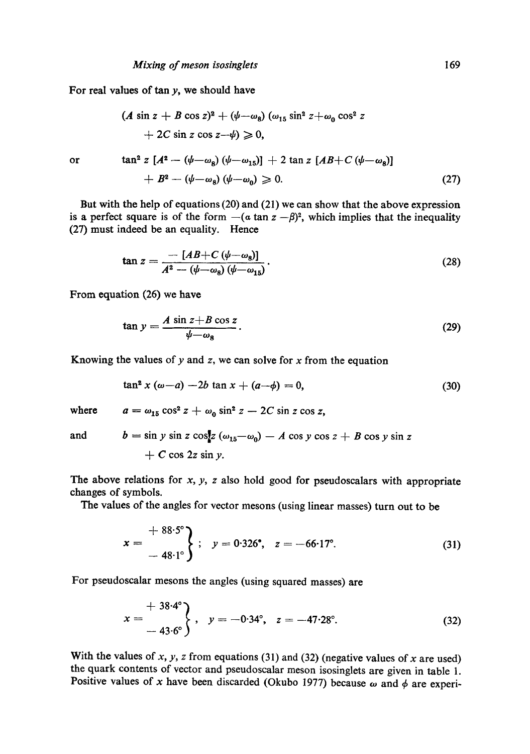For real values of $\tan y$, we should have

$$(A \sin z + B \cos z)^2 + (\psi - \omega_8)(\omega_{15} \sin^2 z + \omega_0 \cos^2 z + 2C \sin z \cos z - \psi) \geqslant 0,$$

or

$$\tan^2 z \, [A^2 - (\psi - \omega_8)(\psi - \omega_{15})] + 2 \tan z \, [AB + C(\psi - \omega_8)] + B^2 - (\psi - \omega_8)(\psi - \omega_0) \geqslant 0. \tag{27}$$

But with the help of equations (20) and (21) we can show that the above expression is a perfect square is of the form $-(\alpha \tan z - \beta)^2$, which implies that the inequality (27) must indeed be an equality. Hence

$$\tan z = \frac{-[AB + C(\psi - \omega_8)]}{A^2 - (\psi - \omega_8)(\psi - \omega_{15})}. \tag{28}$$

From equation (26) we have

$$\tan y = \frac{A \sin z + B \cos z}{\psi - \omega_8}. \tag{29}$$

Knowing the values of $y$ and $z$, we can solve for $x$ from the equation

$$\tan^2 x \, (\omega - a) - 2b \tan x + (a - \phi) = 0, \tag{30}$$

where $\quad a = \omega_{15} \cos^2 z + \omega_0 \sin^2 z - 2C \sin z \cos z,$

and $\quad b = \sin y \sin z \cos z \, (\omega_{15} - \omega_0) - A \cos y \cos z + B \cos y \sin z + C \cos 2z \sin y.$

The above relations for $x$, $y$, $z$ also hold good for pseudoscalars with appropriate changes of symbols.

The values of the angles for vector mesons (using linear masses) turn out to be

$$x = \left.\begin{matrix} +88.5^\circ \\ -48.1^\circ \end{matrix}\right\} ; \quad y = 0.326^\circ, \quad z = -66.17^\circ. \tag{31}$$

For pseudoscalar mesons the angles (using squared masses) are

$$x = \left.\begin{matrix} +38.4^\circ \\ -43.6^\circ \end{matrix}\right\} , \quad y = -0.34^\circ, \quad z = -47.28^\circ. \tag{32}$$

With the values of $x$, $y$, $z$ from equations (31) and (32) (negative values of $x$ are used) the quark contents of vector and pseudoscalar meson isosinglets are given in table 1. Positive values of $x$ have been discarded (Okubo 1977) because $\omega$ and $\phi$ are experi-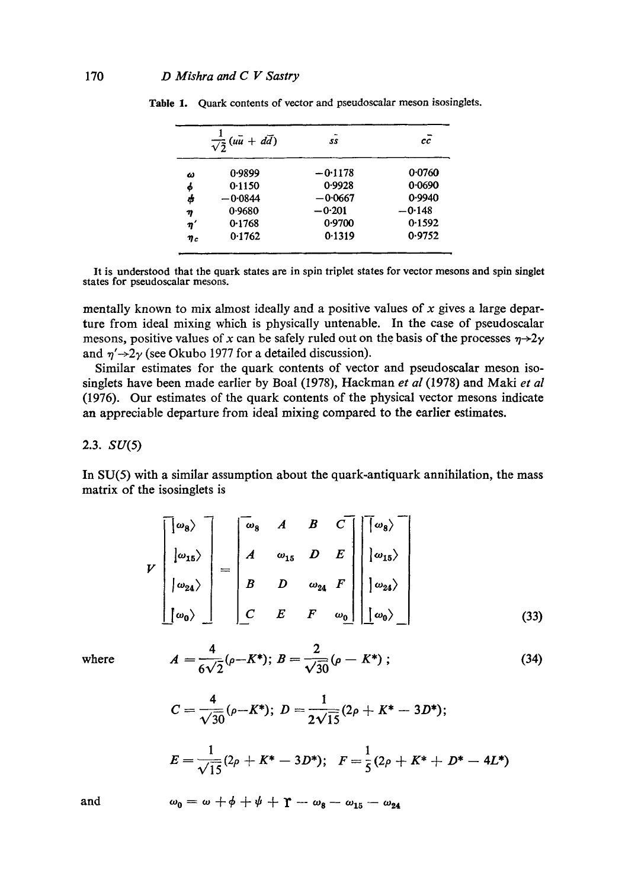Table 1. Quark contents of vector and pseudoscalar meson isosinglets.

| | $\frac{1}{\sqrt{2}}(u\bar{u}+d\bar{d})$ | $s\bar{s}$ | $c\bar{c}$ |
|---|---|---|---|
| $\omega$ | 0·9899 | −0·1178 | 0·0760 |
| $\phi$ | 0·1150 | 0·9928 | 0·0690 |
| $\psi$ | −0·0844 | −0·0667 | 0·9940 |
| $\eta$ | 0·9680 | −0·201 | −0·148 |
| $\eta'$ | 0·1768 | 0·9700 | 0·1592 |
| $\eta_c$ | 0·1762 | 0·1319 | 0·9752 |

It is understood that the quark states are in spin triplet states for vector mesons and spin singlet states for pseudoscalar mesons.

mentally known to mix almost ideally and a positive values of $x$ gives a large departure from ideal mixing which is physically untenable. In the case of pseudoscalar mesons, positive values of $x$ can be safely ruled out on the basis of the processes $\eta \to 2\gamma$ and $\eta' \to 2\gamma$ (see Okubo 1977 for a detailed discussion).

Similar estimates for the quark contents of vector and pseudoscalar meson isosinglets have been made earlier by Boal (1978), Hackman *et al* (1978) and Maki *et al* (1976). Our estimates of the quark contents of the physical vector mesons indicate an appreciable departure from ideal mixing compared to the earlier estimates.

### 2.3. SU(5)

In SU(5) with a similar assumption about the quark-antiquark annihilation, the mass matrix of the isosinglets is

$$V\begin{bmatrix} |\omega_8\rangle \\ |\omega_{15}\rangle \\ |\omega_{24}\rangle \\ |\omega_0\rangle \end{bmatrix} = \begin{bmatrix} \omega_8 & A & B & C \\ A & \omega_{15} & D & E \\ B & D & \omega_{24} & F \\ C & E & F & \omega_0 \end{bmatrix}\begin{bmatrix} |\omega_8\rangle \\ |\omega_{15}\rangle \\ |\omega_{24}\rangle \\ |\omega_0\rangle \end{bmatrix} \tag{33}$$

where
$$A = \frac{4}{6\sqrt{2}}(\rho - K^*);\; B = \frac{2}{\sqrt{30}}(\rho - K^*)\,; \tag{34}$$

$$C = \frac{4}{\sqrt{30}}(\rho - K^*);\; D = \frac{1}{2\sqrt{15}}(2\rho + K^* - 3D^*);$$

$$E = \frac{1}{\sqrt{15}}(2\rho + K^* - 3D^*);\; F = \frac{1}{5}(2\rho + K^* + D^* - 4L^*)$$

and
$$\omega_0 = \omega + \phi + \psi + \Upsilon - \omega_8 - \omega_{15} - \omega_{24}$$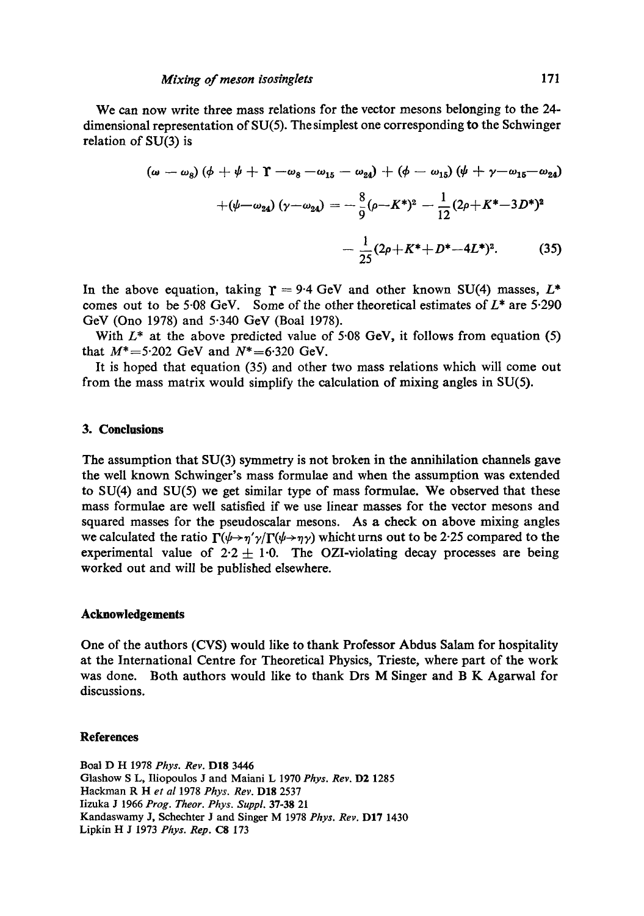We can now write three mass relations for the vector mesons belonging to the 24-dimensional representation of SU(5). The simplest one corresponding to the Schwinger relation of SU(3) is

$$(\omega - \omega_8)(\phi + \psi + \Upsilon - \omega_8 - \omega_{15} - \omega_{24}) + (\phi - \omega_{15})(\psi + \gamma - \omega_{15} - \omega_{24})$$
$$+ (\psi - \omega_{24})(\gamma - \omega_{24}) = -\frac{8}{9}(\rho - K^*)^2 - \frac{1}{12}(2\rho + K^* - 3D^*)^2$$
$$- \frac{1}{25}(2\rho + K^* + D^* - 4L^*)^2. \tag{35}$$

In the above equation, taking $\Upsilon = 9{\cdot}4$ GeV and other known SU(4) masses, $L^*$ comes out to be 5·08 GeV. Some of the other theoretical estimates of $L^*$ are 5·290 GeV (Ono 1978) and 5·340 GeV (Boal 1978).

With $L^*$ at the above predicted value of 5·08 GeV, it follows from equation (5) that $M^* = 5{\cdot}202$ GeV and $N^* = 6{\cdot}320$ GeV.

It is hoped that equation (35) and other two mass relations which will come out from the mass matrix would simplify the calculation of mixing angles in SU(5).

## 3. Conclusions

The assumption that SU(3) symmetry is not broken in the annihilation channels gave the well known Schwinger's mass formulae and when the assumption was extended to SU(4) and SU(5) we get similar type of mass formulae. We observed that these mass formulae are well satisfied if we use linear masses for the vector mesons and squared masses for the pseudoscalar mesons. As a check on above mixing angles we calculated the ratio $\Gamma(\psi \to \eta'\gamma)/\Gamma(\psi \to \eta\gamma)$ whicht urns out to be 2·25 compared to the experimental value of $2{\cdot}2 \pm 1{\cdot}0$. The OZI-violating decay processes are being worked out and will be published elsewhere.

## Acknowledgements

One of the authors (CVS) would like to thank Professor Abdus Salam for hospitality at the International Centre for Theoretical Physics, Trieste, where part of the work was done. Both authors would like to thank Drs M Singer and B K Agarwal for discussions.

## References

Boal D H 1978 *Phys. Rev.* **D18** 3446

Glashow S L, Iliopoulos J and Maiani L 1970 *Phys. Rev.* **D2** 1285

Hackman R H *et al* 1978 *Phys. Rev.* **D18** 2537

Iizuka J 1966 *Prog. Theor. Phys. Suppl.* **37-38** 21

Kandaswamy J, Schechter J and Singer M 1978 *Phys. Rev.* **D17** 1430

Lipkin H J 1973 *Phys. Rep.* **C8** 173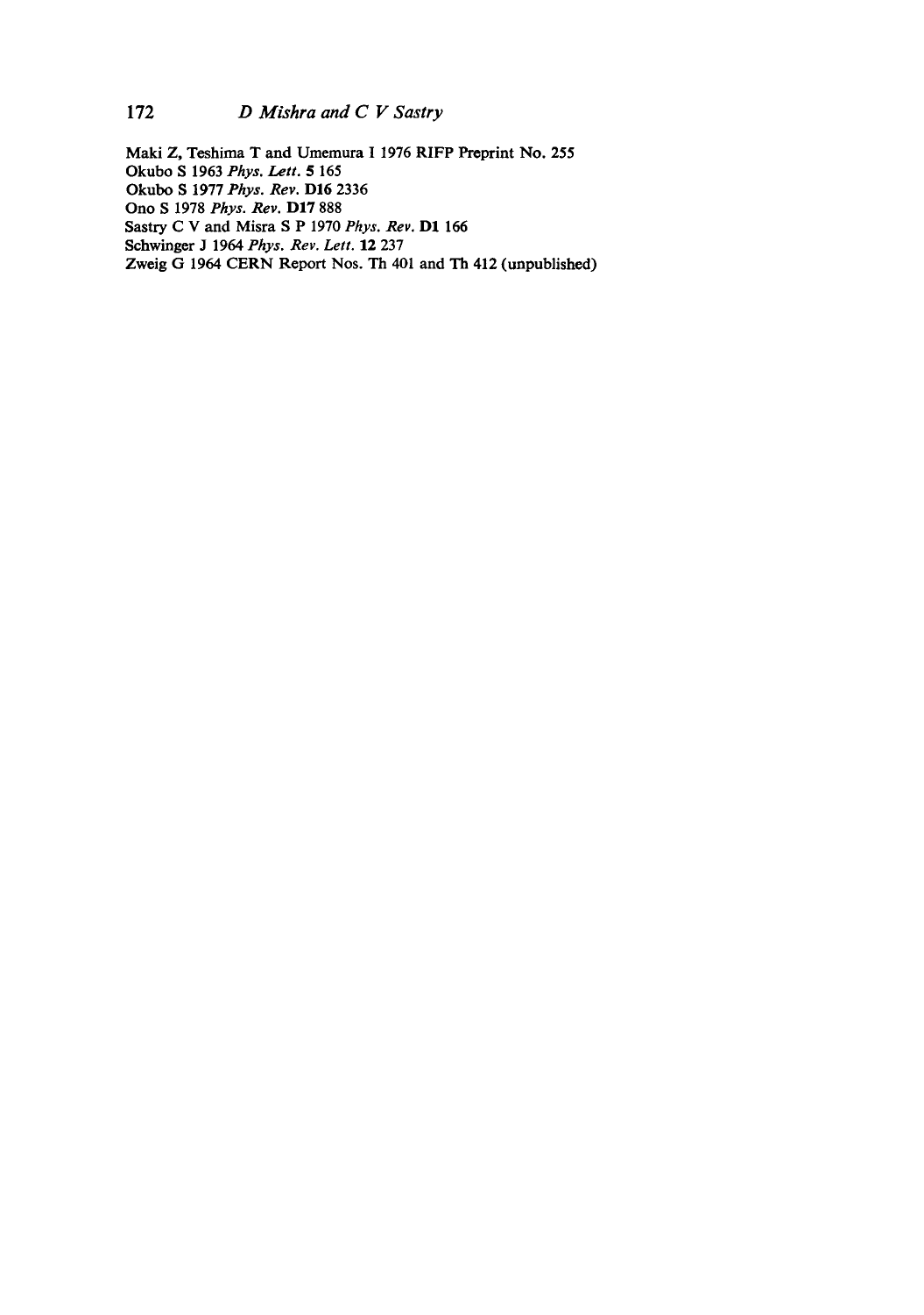Maki Z, Teshima T and Umemura I 1976 RIFP Preprint No. 255

Okubo S 1963 *Phys. Lett.* **5** 165

Okubo S 1977 *Phys. Rev.* **D16** 2336

Ono S 1978 *Phys. Rev.* **D17** 888

Sastry C V and Misra S P 1970 *Phys. Rev.* **D1** 166

Schwinger J 1964 *Phys. Rev. Lett.* **12** 237

Zweig G 1964 CERN Report Nos. Th 401 and Th 412 (unpublished)